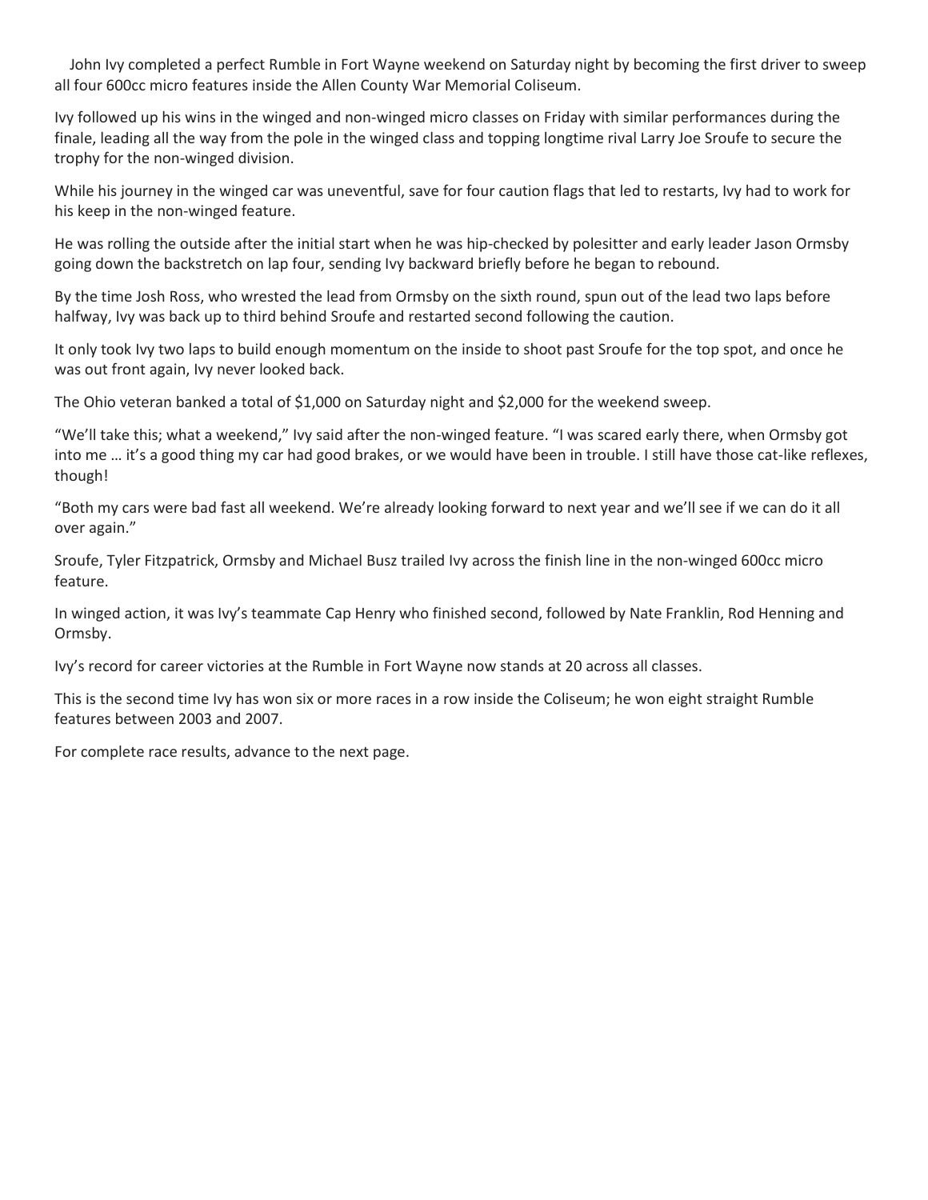John Ivy completed a perfect Rumble in Fort Wayne weekend on Saturday night by becoming the first driver to sweep all four 600cc micro features inside the Allen County War Memorial Coliseum.

Ivy followed up his wins in the winged and non-winged micro classes on Friday with similar performances during the finale, leading all the way from the pole in the winged class and topping longtime rival Larry Joe Sroufe to secure the trophy for the non-winged division.

While his journey in the winged car was uneventful, save for four caution flags that led to restarts, Ivy had to work for his keep in the non-winged feature.

He was rolling the outside after the initial start when he was hip-checked by polesitter and early leader Jason Ormsby going down the backstretch on lap four, sending Ivy backward briefly before he began to rebound.

By the time Josh Ross, who wrested the lead from Ormsby on the sixth round, spun out of the lead two laps before halfway, Ivy was back up to third behind Sroufe and restarted second following the caution.

It only took Ivy two laps to build enough momentum on the inside to shoot past Sroufe for the top spot, and once he was out front again, Ivy never looked back.

The Ohio veteran banked a total of $1,000 on Saturday night and $2,000 for the weekend sweep.

"We'll take this; what a weekend," Ivy said after the non-winged feature. "I was scared early there, when Ormsby got into me … it's a good thing my car had good brakes, or we would have been in trouble. I still have those cat-like reflexes, though!

"Both my cars were bad fast all weekend. We're already looking forward to next year and we'll see if we can do it all over again."

Sroufe, Tyler Fitzpatrick, Ormsby and Michael Busz trailed Ivy across the finish line in the non-winged 600cc micro feature.

In winged action, it was Ivy's teammate Cap Henry who finished second, followed by Nate Franklin, Rod Henning and Ormsby.

Ivy's record for career victories at the Rumble in Fort Wayne now stands at 20 across all classes.

This is the second time Ivy has won six or more races in a row inside the Coliseum; he won eight straight Rumble features between 2003 and 2007.

For complete race results, advance to the next page.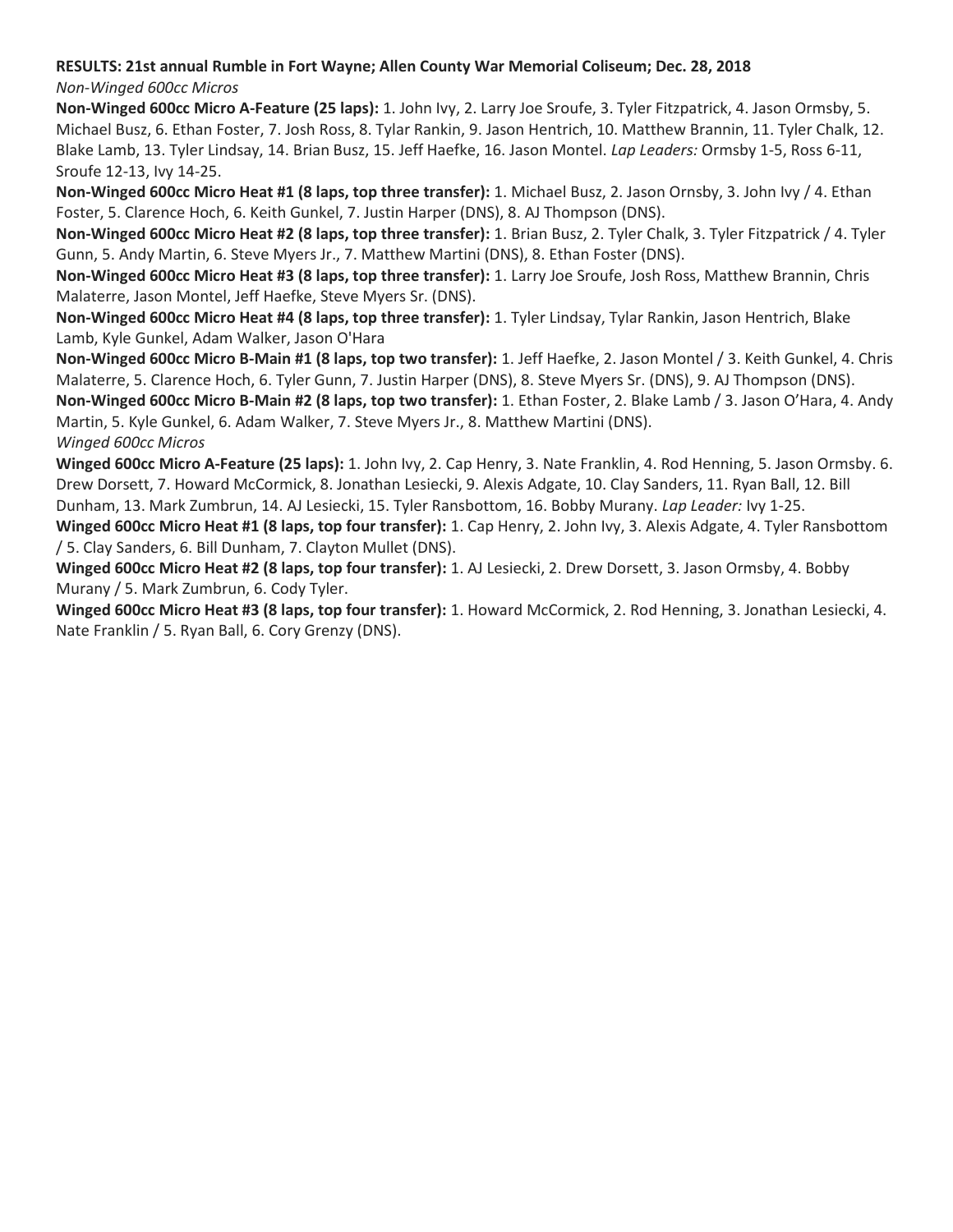**RESULTS: 21st annual Rumble in Fort Wayne; Allen County War Memorial Coliseum; Dec. 28, 2018**

*Non-Winged 600cc Micros*

**Non-Winged 600cc Micro A-Feature (25 laps):** 1. John Ivy, 2. Larry Joe Sroufe, 3. Tyler Fitzpatrick, 4. Jason Ormsby, 5. Michael Busz, 6. Ethan Foster, 7. Josh Ross, 8. Tylar Rankin, 9. Jason Hentrich, 10. Matthew Brannin, 11. Tyler Chalk, 12. Blake Lamb, 13. Tyler Lindsay, 14. Brian Busz, 15. Jeff Haefke, 16. Jason Montel. *Lap Leaders:* Ormsby 1-5, Ross 6-11, Sroufe 12-13, Ivy 14-25.

**Non-Winged 600cc Micro Heat #1 (8 laps, top three transfer):** 1. Michael Busz, 2. Jason Ornsby, 3. John Ivy / 4. Ethan Foster, 5. Clarence Hoch, 6. Keith Gunkel, 7. Justin Harper (DNS), 8. AJ Thompson (DNS).

**Non-Winged 600cc Micro Heat #2 (8 laps, top three transfer):** 1. Brian Busz, 2. Tyler Chalk, 3. Tyler Fitzpatrick / 4. Tyler Gunn, 5. Andy Martin, 6. Steve Myers Jr., 7. Matthew Martini (DNS), 8. Ethan Foster (DNS).

**Non-Winged 600cc Micro Heat #3 (8 laps, top three transfer):** 1. Larry Joe Sroufe, Josh Ross, Matthew Brannin, Chris Malaterre, Jason Montel, Jeff Haefke, Steve Myers Sr. (DNS).

**Non-Winged 600cc Micro Heat #4 (8 laps, top three transfer):** 1. Tyler Lindsay, Tylar Rankin, Jason Hentrich, Blake Lamb, Kyle Gunkel, Adam Walker, Jason O'Hara

**Non-Winged 600cc Micro B-Main #1 (8 laps, top two transfer):** 1. Jeff Haefke, 2. Jason Montel / 3. Keith Gunkel, 4. Chris Malaterre, 5. Clarence Hoch, 6. Tyler Gunn, 7. Justin Harper (DNS), 8. Steve Myers Sr. (DNS), 9. AJ Thompson (DNS).

**Non-Winged 600cc Micro B-Main #2 (8 laps, top two transfer):** 1. Ethan Foster, 2. Blake Lamb / 3. Jason O'Hara, 4. Andy Martin, 5. Kyle Gunkel, 6. Adam Walker, 7. Steve Myers Jr., 8. Matthew Martini (DNS).

*Winged 600cc Micros*

**Winged 600cc Micro A-Feature (25 laps):** 1. John Ivy, 2. Cap Henry, 3. Nate Franklin, 4. Rod Henning, 5. Jason Ormsby. 6. Drew Dorsett, 7. Howard McCormick, 8. Jonathan Lesiecki, 9. Alexis Adgate, 10. Clay Sanders, 11. Ryan Ball, 12. Bill Dunham, 13. Mark Zumbrun, 14. AJ Lesiecki, 15. Tyler Ransbottom, 16. Bobby Murany. *Lap Leader:* Ivy 1-25.

**Winged 600cc Micro Heat #1 (8 laps, top four transfer):** 1. Cap Henry, 2. John Ivy, 3. Alexis Adgate, 4. Tyler Ransbottom / 5. Clay Sanders, 6. Bill Dunham, 7. Clayton Mullet (DNS).

**Winged 600cc Micro Heat #2 (8 laps, top four transfer):** 1. AJ Lesiecki, 2. Drew Dorsett, 3. Jason Ormsby, 4. Bobby Murany / 5. Mark Zumbrun, 6. Cody Tyler.

**Winged 600cc Micro Heat #3 (8 laps, top four transfer):** 1. Howard McCormick, 2. Rod Henning, 3. Jonathan Lesiecki, 4. Nate Franklin / 5. Ryan Ball, 6. Cory Grenzy (DNS).